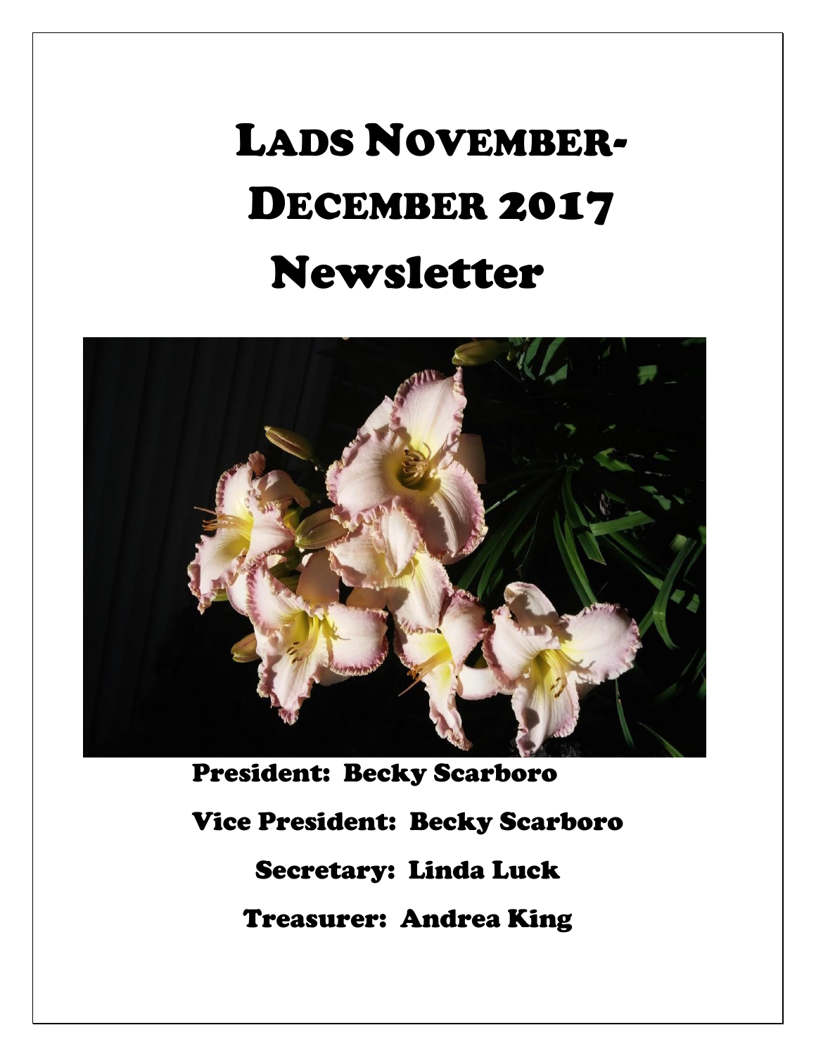# LADS NOVEMBER-DECEMBER 2017 Newsletter

President: Becky Scarboro

Vice President: Becky Scarboro

Secretary: Linda Luck

Treasurer: Andrea King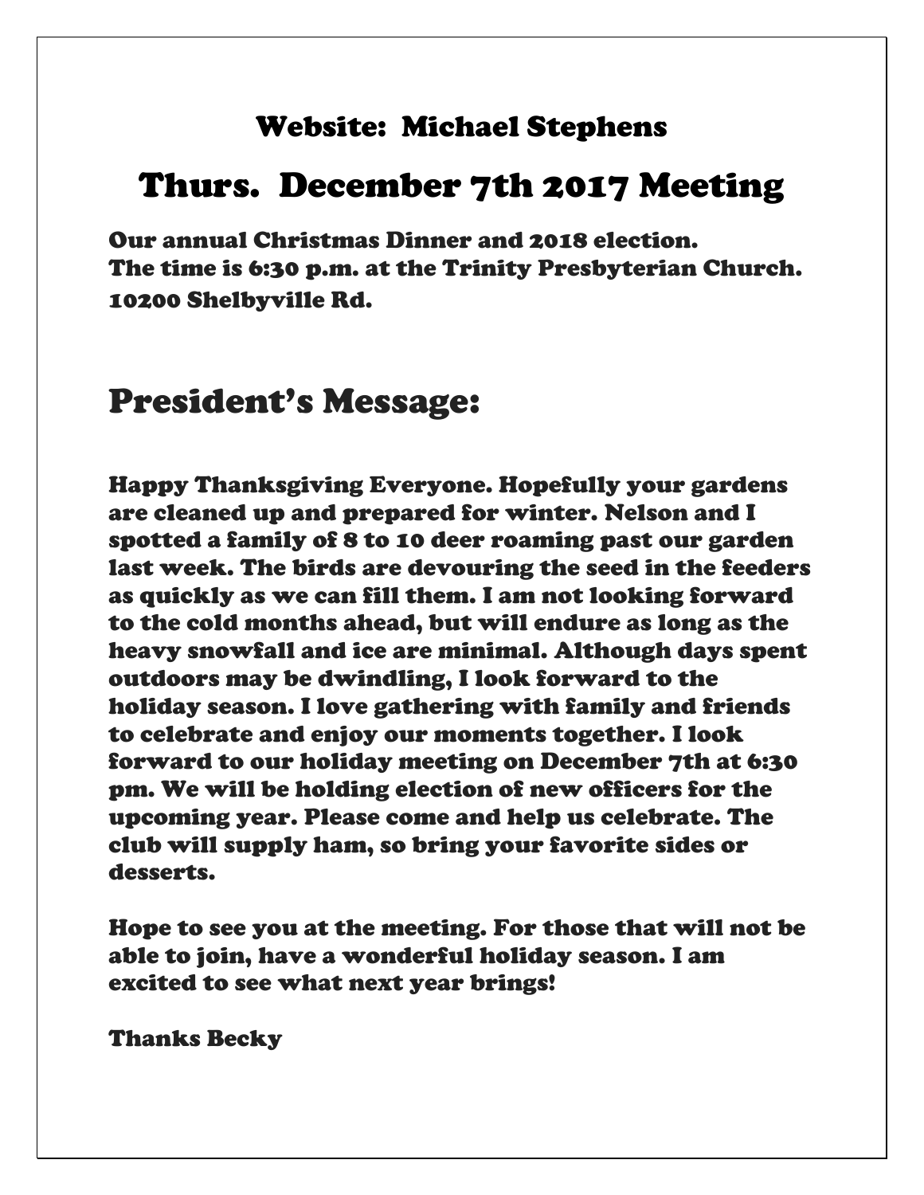### Website: Michael Stephens

## Thurs. December 7th 2017 Meeting

**Our annual Christmas Dinner and 2018 election.**
**The time is 6:30 p.m. at the Trinity Presbyterian Church.**
**10200 Shelbyville Rd.**

## President's Message:

**Happy Thanksgiving Everyone. Hopefully your gardens are cleaned up and prepared for winter. Nelson and I spotted a family of 8 to 10 deer roaming past our garden last week. The birds are devouring the seed in the feeders as quickly as we can fill them. I am not looking forward to the cold months ahead, but will endure as long as the heavy snowfall and ice are minimal. Although days spent outdoors may be dwindling, I look forward to the holiday season. I love gathering with family and friends to celebrate and enjoy our moments together. I look forward to our holiday meeting on December 7th at 6:30 pm. We will be holding election of new officers for the upcoming year. Please come and help us celebrate. The club will supply ham, so bring your favorite sides or desserts.**

**Hope to see you at the meeting. For those that will not be able to join, have a wonderful holiday season. I am excited to see what next year brings!**

**Thanks Becky**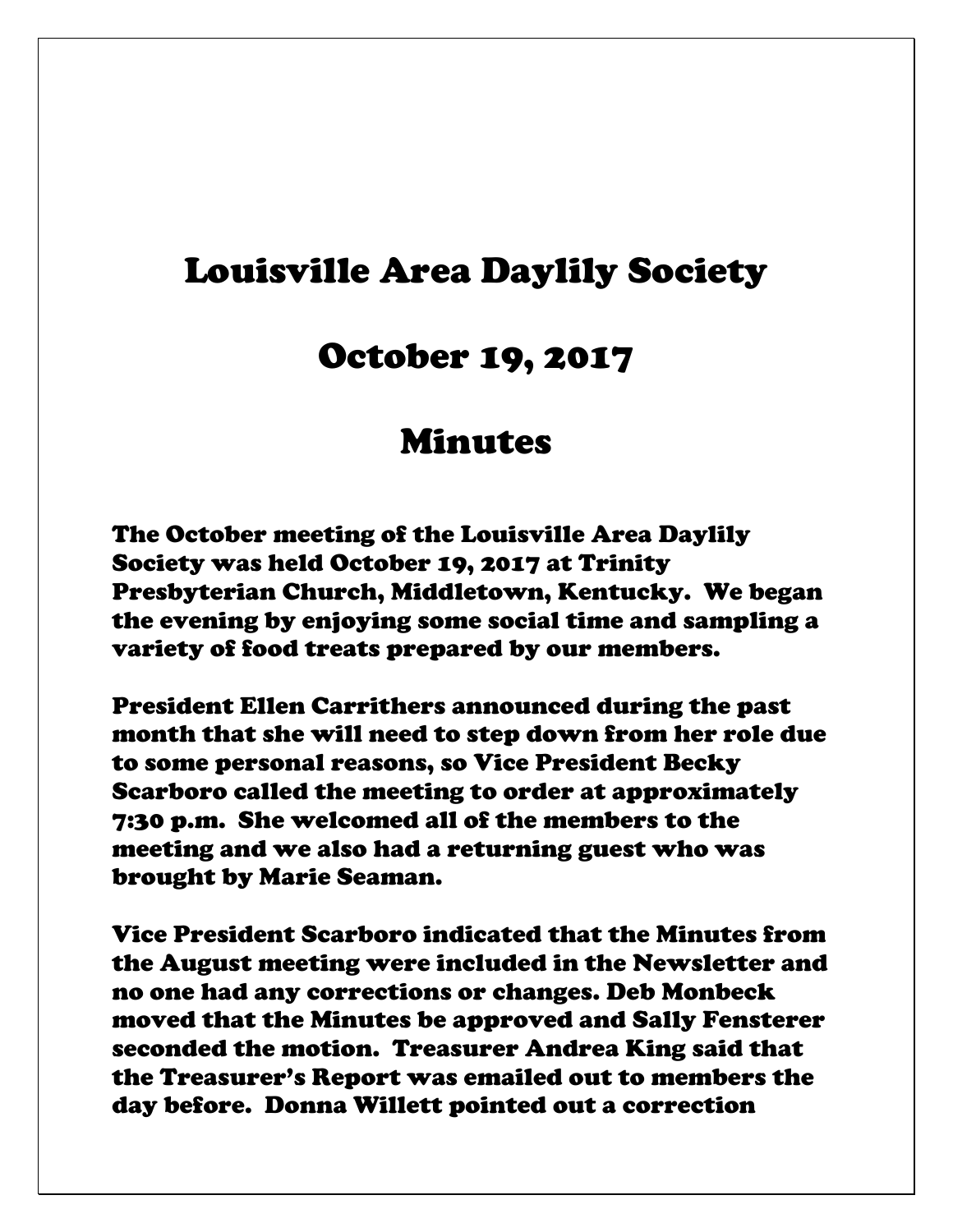# Louisville Area Daylily Society

## October 19, 2017

## Minutes

The October meeting of the Louisville Area Daylily Society was held October 19, 2017 at Trinity Presbyterian Church, Middletown, Kentucky. We began the evening by enjoying some social time and sampling a variety of food treats prepared by our members.

President Ellen Carrithers announced during the past month that she will need to step down from her role due to some personal reasons, so Vice President Becky Scarboro called the meeting to order at approximately 7:30 p.m. She welcomed all of the members to the meeting and we also had a returning guest who was brought by Marie Seaman.

Vice President Scarboro indicated that the Minutes from the August meeting were included in the Newsletter and no one had any corrections or changes. Deb Monbeck moved that the Minutes be approved and Sally Fensterer seconded the motion. Treasurer Andrea King said that the Treasurer's Report was emailed out to members the day before. Donna Willett pointed out a correction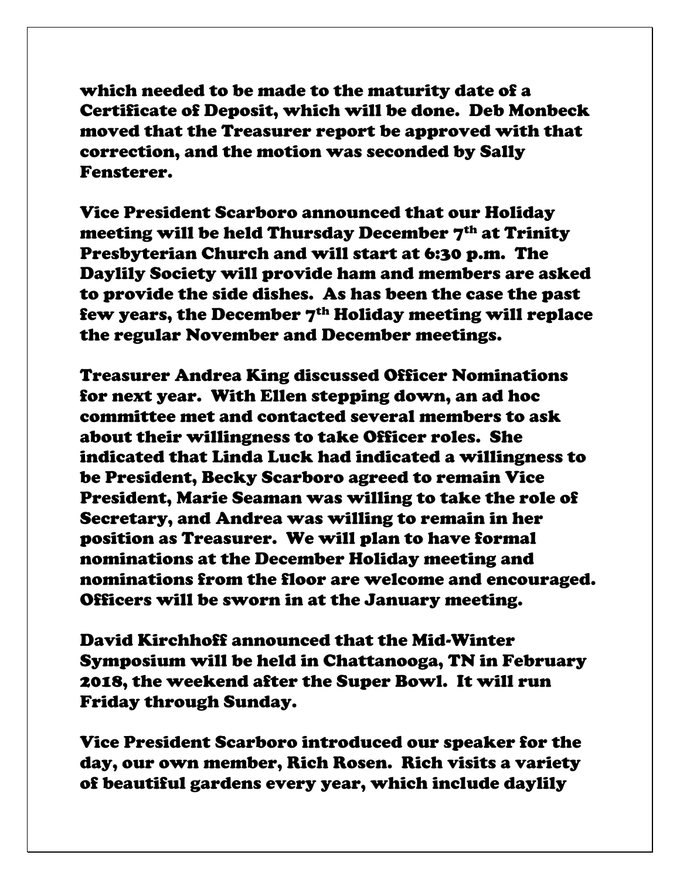which needed to be made to the maturity date of a Certificate of Deposit, which will be done. Deb Monbeck moved that the Treasurer report be approved with that correction, and the motion was seconded by Sally Fensterer.

Vice President Scarboro announced that our Holiday meeting will be held Thursday December 7th at Trinity Presbyterian Church and will start at 6:30 p.m. The Daylily Society will provide ham and members are asked to provide the side dishes. As has been the case the past few years, the December 7th Holiday meeting will replace the regular November and December meetings.

Treasurer Andrea King discussed Officer Nominations for next year. With Ellen stepping down, an ad hoc committee met and contacted several members to ask about their willingness to take Officer roles. She indicated that Linda Luck had indicated a willingness to be President, Becky Scarboro agreed to remain Vice President, Marie Seaman was willing to take the role of Secretary, and Andrea was willing to remain in her position as Treasurer. We will plan to have formal nominations at the December Holiday meeting and nominations from the floor are welcome and encouraged. Officers will be sworn in at the January meeting.

David Kirchhoff announced that the Mid-Winter Symposium will be held in Chattanooga, TN in February 2018, the weekend after the Super Bowl. It will run Friday through Sunday.

Vice President Scarboro introduced our speaker for the day, our own member, Rich Rosen. Rich visits a variety of beautiful gardens every year, which include daylily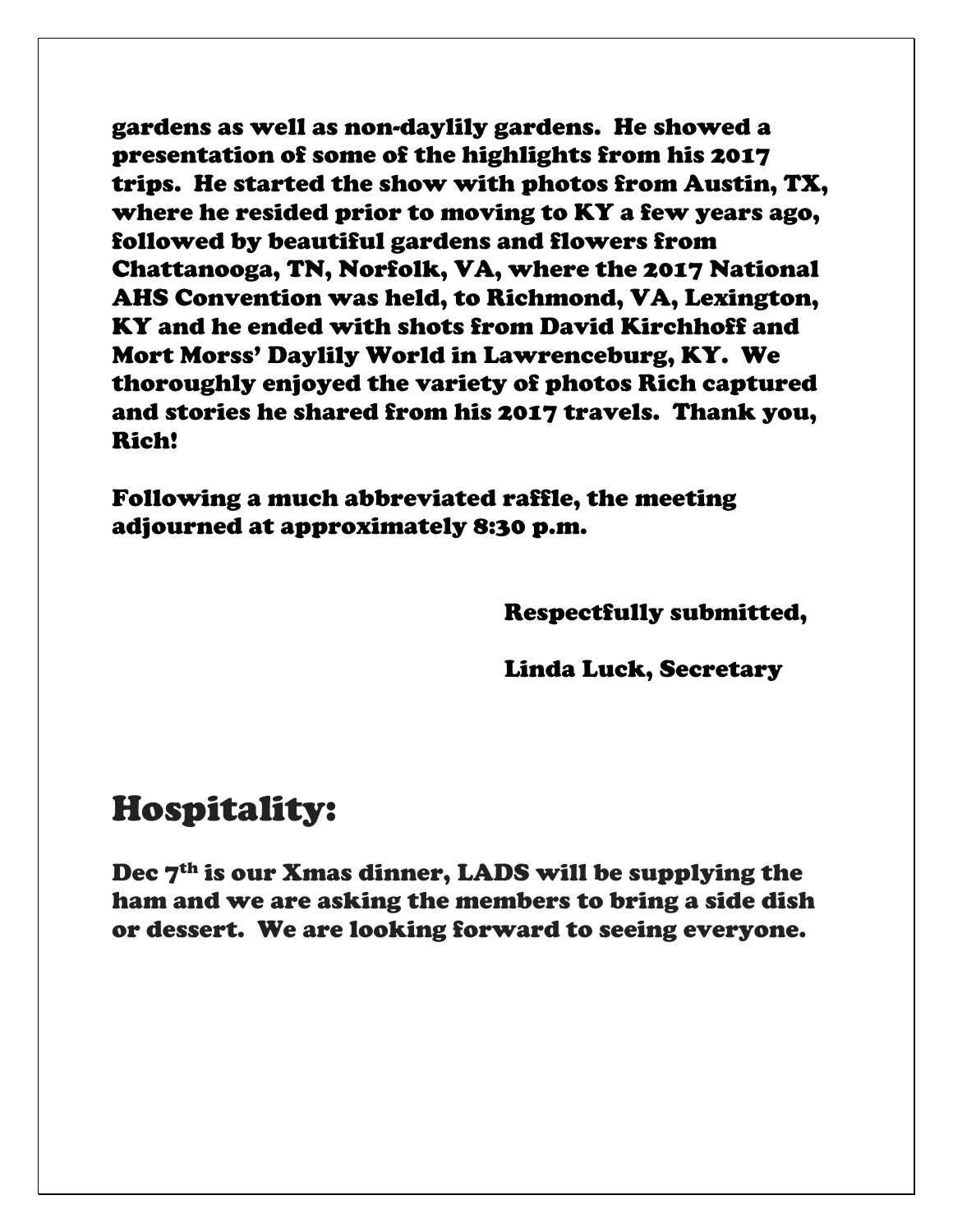gardens as well as non-daylily gardens. He showed a presentation of some of the highlights from his 2017 trips. He started the show with photos from Austin, TX, where he resided prior to moving to KY a few years ago, followed by beautiful gardens and flowers from Chattanooga, TN, Norfolk, VA, where the 2017 National AHS Convention was held, to Richmond, VA, Lexington, KY and he ended with shots from David Kirchhoff and Mort Morss' Daylily World in Lawrenceburg, KY. We thoroughly enjoyed the variety of photos Rich captured and stories he shared from his 2017 travels. Thank you, Rich!

Following a much abbreviated raffle, the meeting adjourned at approximately 8:30 p.m.

Respectfully submitted,

Linda Luck, Secretary

# Hospitality:

Dec 7th is our Xmas dinner, LADS will be supplying the ham and we are asking the members to bring a side dish or dessert. We are looking forward to seeing everyone.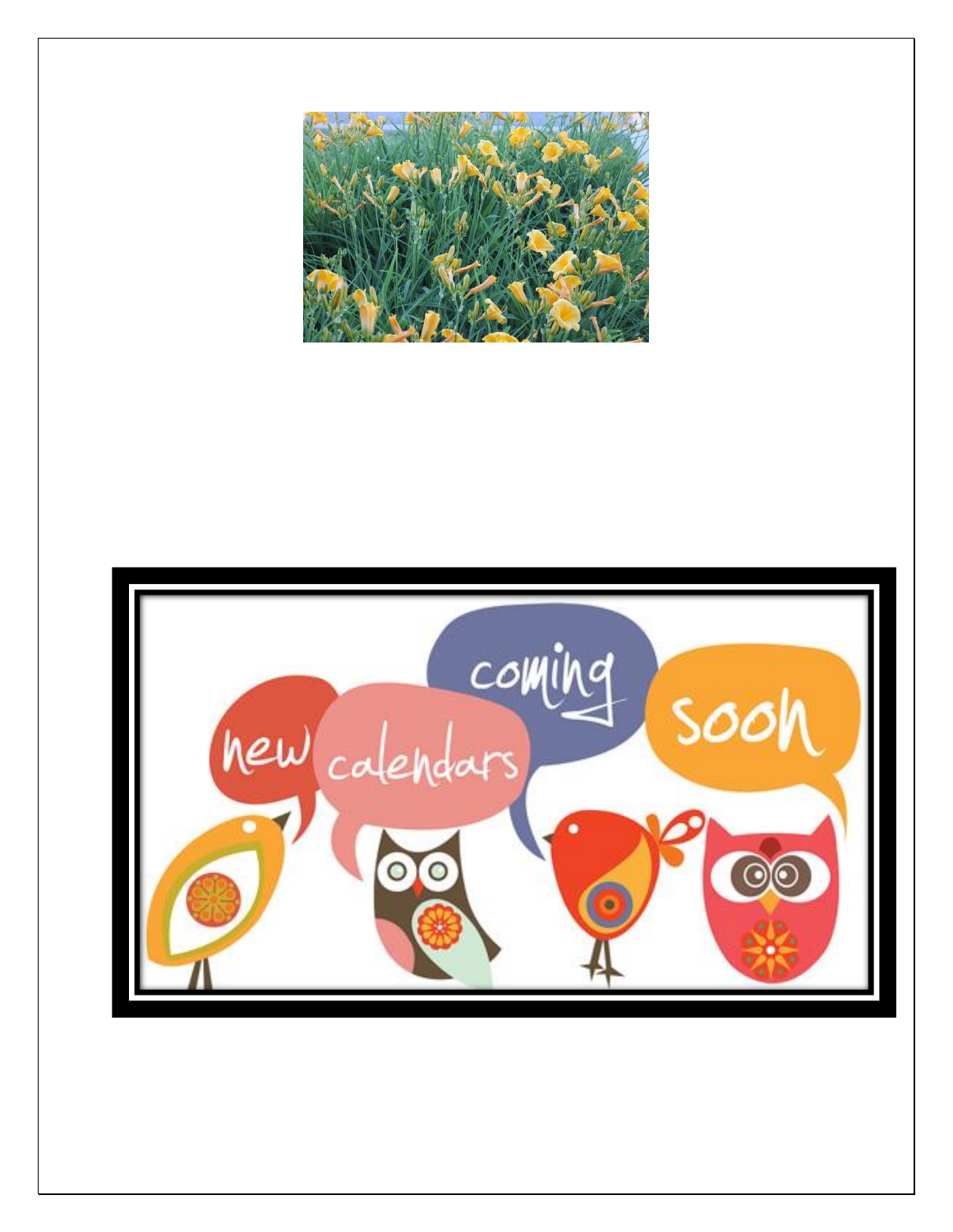new calendars coming soon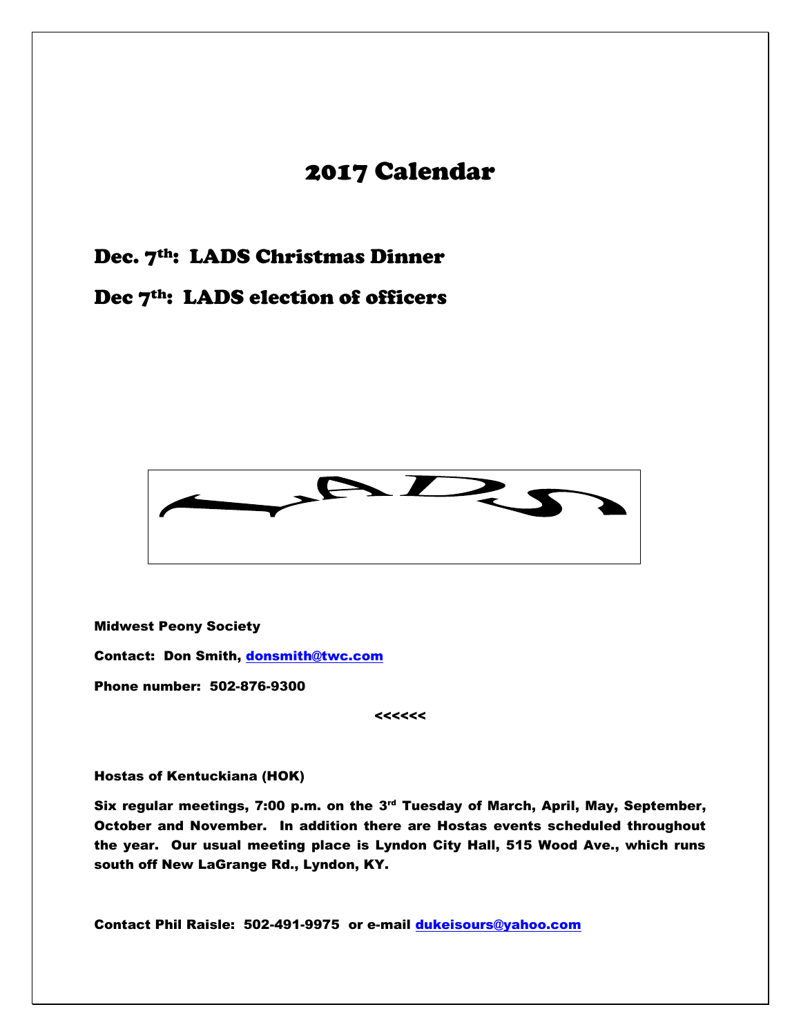# 2017 Calendar

## Dec. 7th: LADS Christmas Dinner

## Dec 7th: LADS election of officers

LADS

**Midwest Peony Society**

**Contact: Don Smith, donsmith@twc.com**

**Phone number: 502-876-9300**

**<<<<<<**

**Hostas of Kentuckiana (HOK)**

**Six regular meetings, 7:00 p.m. on the 3rd Tuesday of March, April, May, September, October and November. In addition there are Hostas events scheduled throughout the year. Our usual meeting place is Lyndon City Hall, 515 Wood Ave., which runs south off New LaGrange Rd., Lyndon, KY.**

**Contact Phil Raisle: 502-491-9975 or e-mail dukeisours@yahoo.com**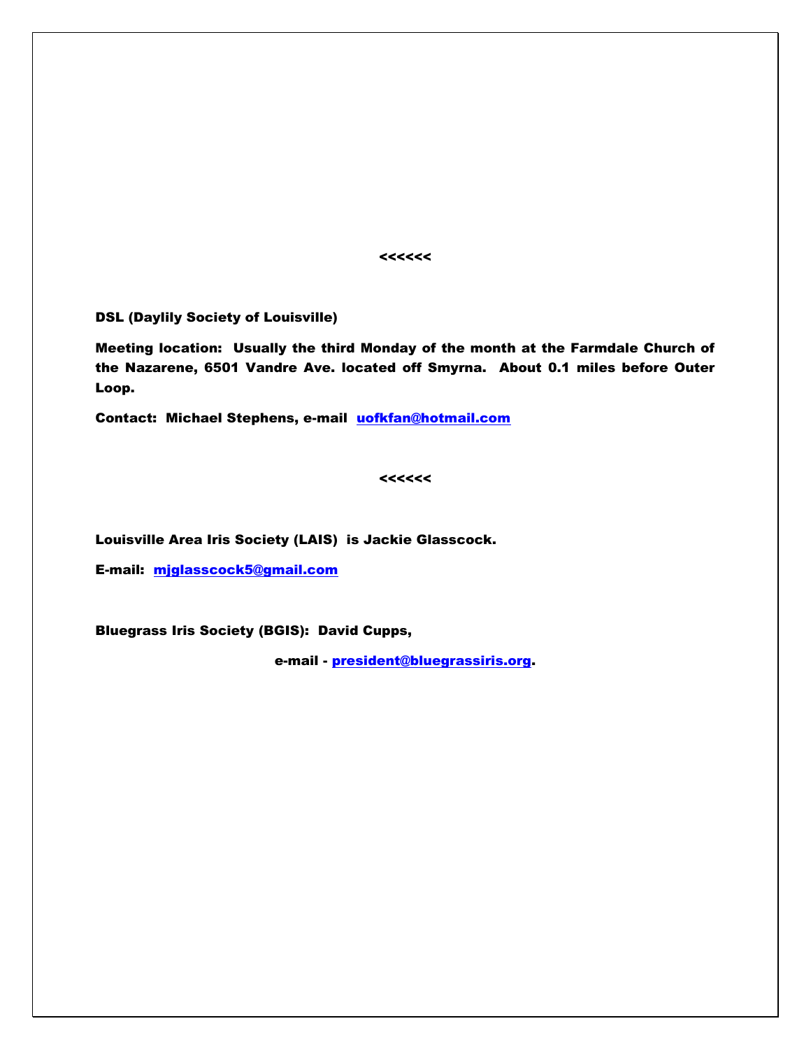<<<<<<

**DSL (Daylily Society of Louisville)**

**Meeting location: Usually the third Monday of the month at the Farmdale Church of the Nazarene, 6501 Vandre Ave. located off Smyrna. About 0.1 miles before Outer Loop.**

**Contact: Michael Stephens, e-mail [uofkfan@hotmail.com](mailto:uofkfan@hotmail.com)**

<<<<<<

**Louisville Area Iris Society (LAIS) is Jackie Glasscock.**

**E-mail: [mjglasscock5@gmail.com](mailto:mjglasscock5@gmail.com)**

**Bluegrass Iris Society (BGIS): David Cupps,**

**e-mail - [president@bluegrassiris.org](mailto:president@bluegrassiris.org).**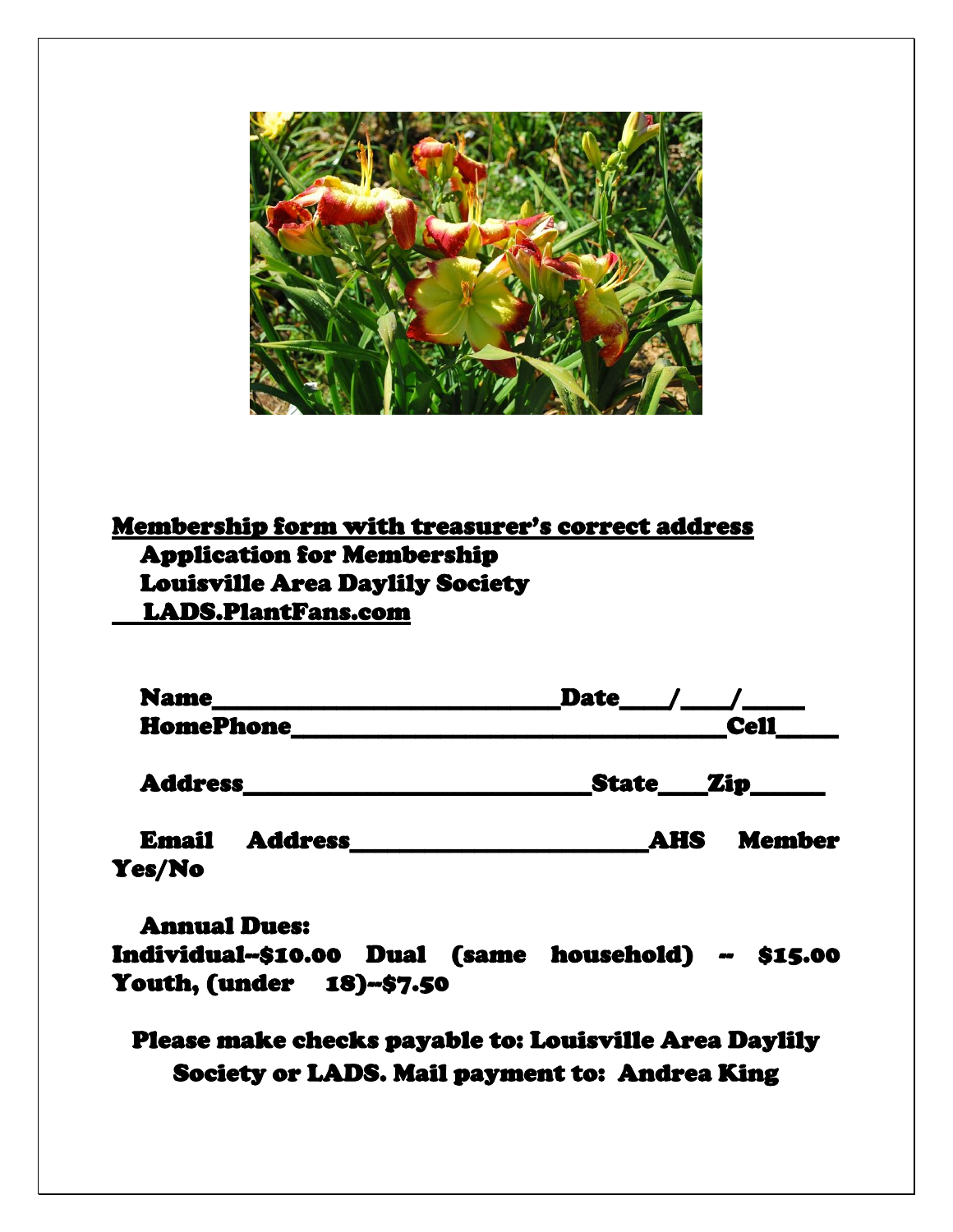**Membership form with treasurer's correct address**

**Application for Membership**

**Louisville Area Daylily Society**

**LADS.PlantFans.com**

**Name\_\_\_\_\_\_\_\_\_\_\_\_\_\_\_\_\_\_\_\_\_\_\_\_\_\_\_\_\_\_Date\_\_\_\_/\_\_\_\_/\_\_\_\_\_**

**HomePhone\_\_\_\_\_\_\_\_\_\_\_\_\_\_\_\_\_\_\_\_\_\_\_\_\_\_\_\_\_\_\_\_\_\_\_\_\_Cell\_\_\_\_\_**

**Address\_\_\_\_\_\_\_\_\_\_\_\_\_\_\_\_\_\_\_\_\_\_\_\_\_\_\_\_\_\_State\_\_\_\_Zip\_\_\_\_\_\_**

**Email Address\_\_\_\_\_\_\_\_\_\_\_\_\_\_\_\_\_\_\_\_\_\_\_\_\_\_AHS Member Yes/No**

**Annual Dues:**

**Individual--$10.00 Dual (same household) -- $15.00 Youth, (under 18)--$7.50**

**Please make checks payable to: Louisville Area Daylily Society or LADS. Mail payment to: Andrea King**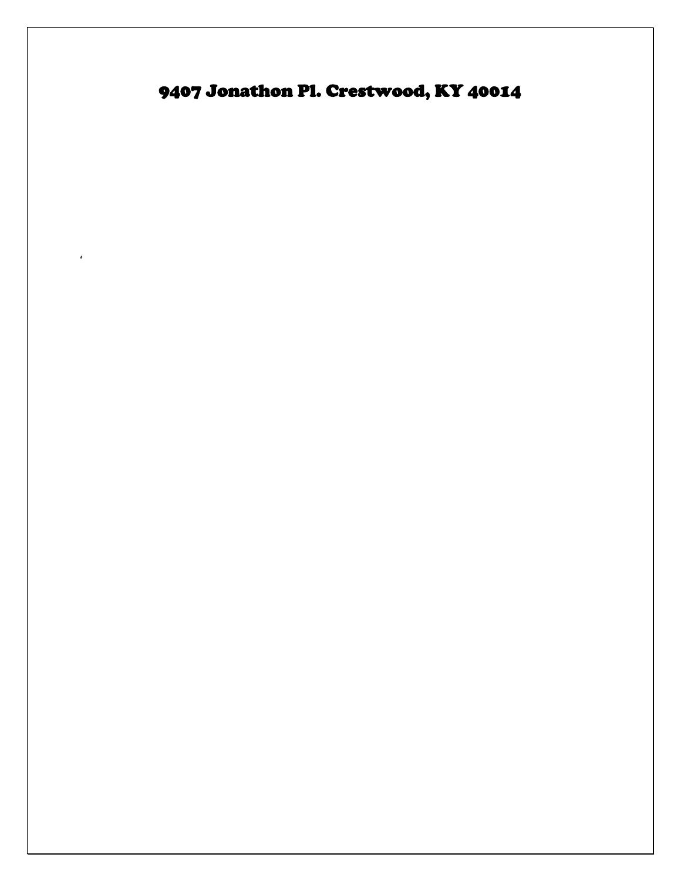# 9407 Jonathon Pl. Crestwood, KY 40014